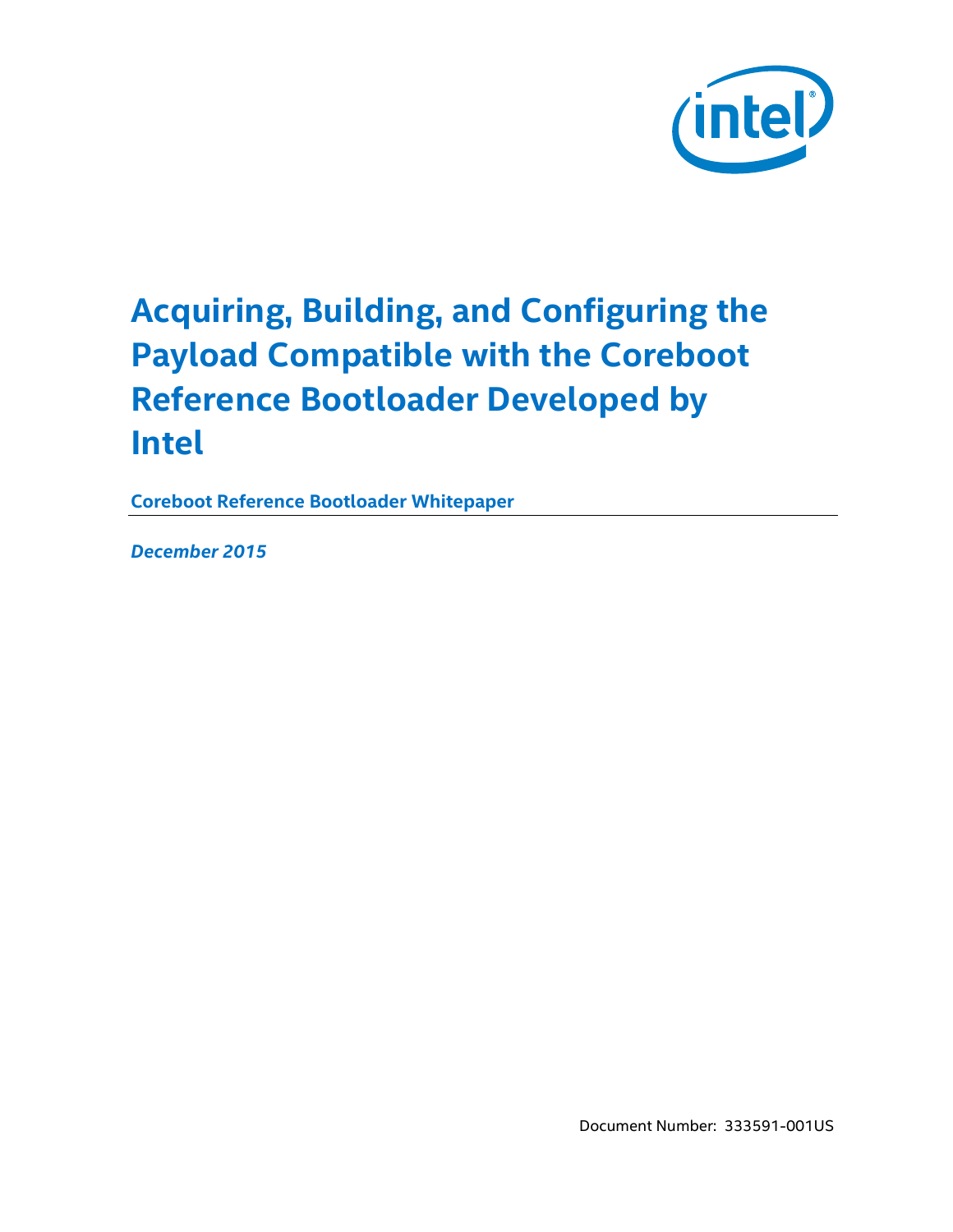# Acquiring, Building, and Configuring the Payload Compatible with the Coreboot Reference Bootloader Developed by Intel

**Coreboot Reference Bootloader Whitepaper**

***December 2015***

Document Number: 333591-001US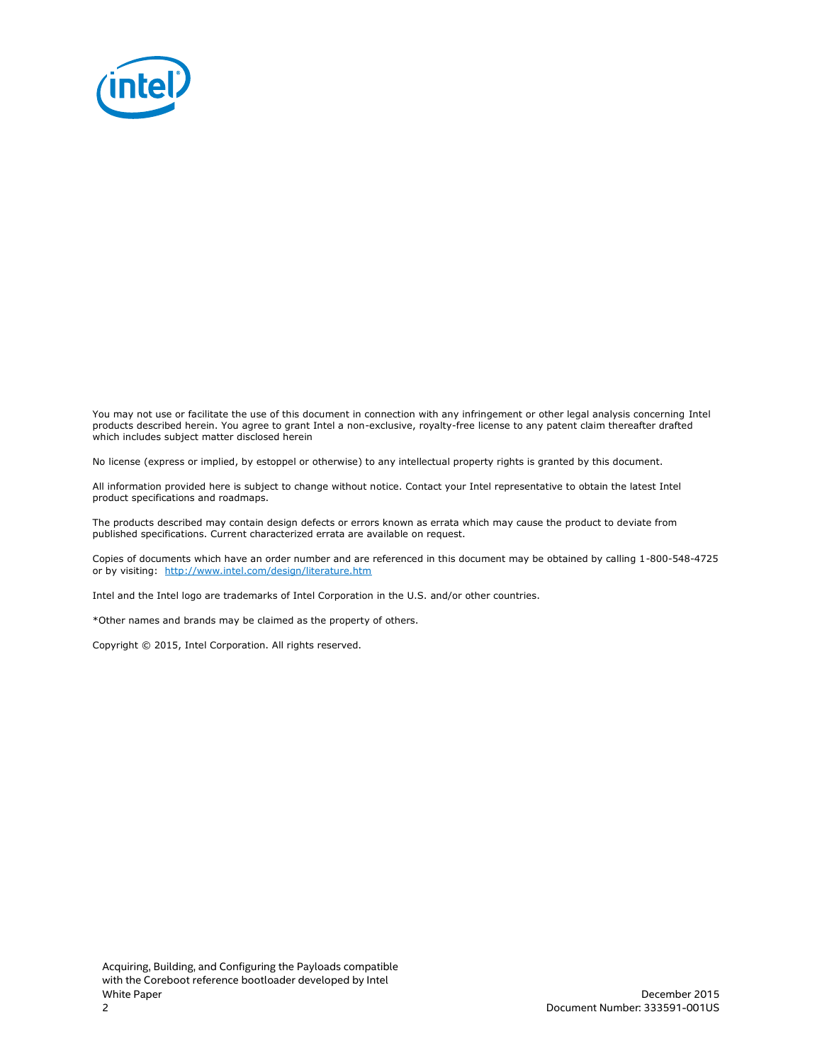You may not use or facilitate the use of this document in connection with any infringement or other legal analysis concerning Intel products described herein. You agree to grant Intel a non-exclusive, royalty-free license to any patent claim thereafter drafted which includes subject matter disclosed herein

No license (express or implied, by estoppel or otherwise) to any intellectual property rights is granted by this document.

All information provided here is subject to change without notice. Contact your Intel representative to obtain the latest Intel product specifications and roadmaps.

The products described may contain design defects or errors known as errata which may cause the product to deviate from published specifications. Current characterized errata are available on request.

Copies of documents which have an order number and are referenced in this document may be obtained by calling 1-800-548-4725 or by visiting: http://www.intel.com/design/literature.htm

Intel and the Intel logo are trademarks of Intel Corporation in the U.S. and/or other countries.

*Other names and brands may be claimed as the property of others.

Copyright © 2015, Intel Corporation. All rights reserved.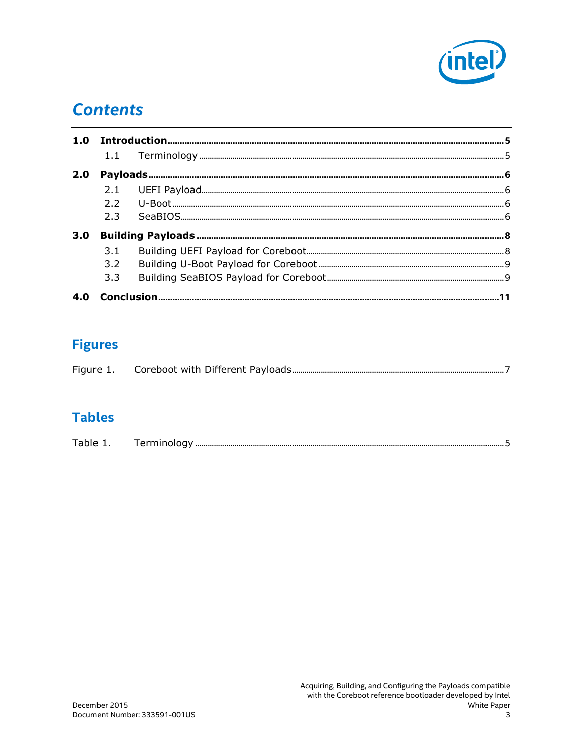# Contents

| | | | |
|---|---|---|---|
| **1.0** | **Introduction** | | **5** |
| | 1.1 | Terminology | 5 |
| **2.0** | **Payloads** | | **6** |
| | 2.1 | UEFI Payload | 6 |
| | 2.2 | U-Boot | 6 |
| | 2.3 | SeaBIOS | 6 |
| **3.0** | **Building Payloads** | | **8** |
| | 3.1 | Building UEFI Payload for Coreboot | 8 |
| | 3.2 | Building U-Boot Payload for Coreboot | 9 |
| | 3.3 | Building SeaBIOS Payload for Coreboot | 9 |
| **4.0** | **Conclusion** | | **11** |

## Figures

| | | |
|---|---|---|
| Figure 1. | Coreboot with Different Payloads | 7 |

## Tables

| | | |
|---|---|---|
| Table 1. | Terminology | 5 |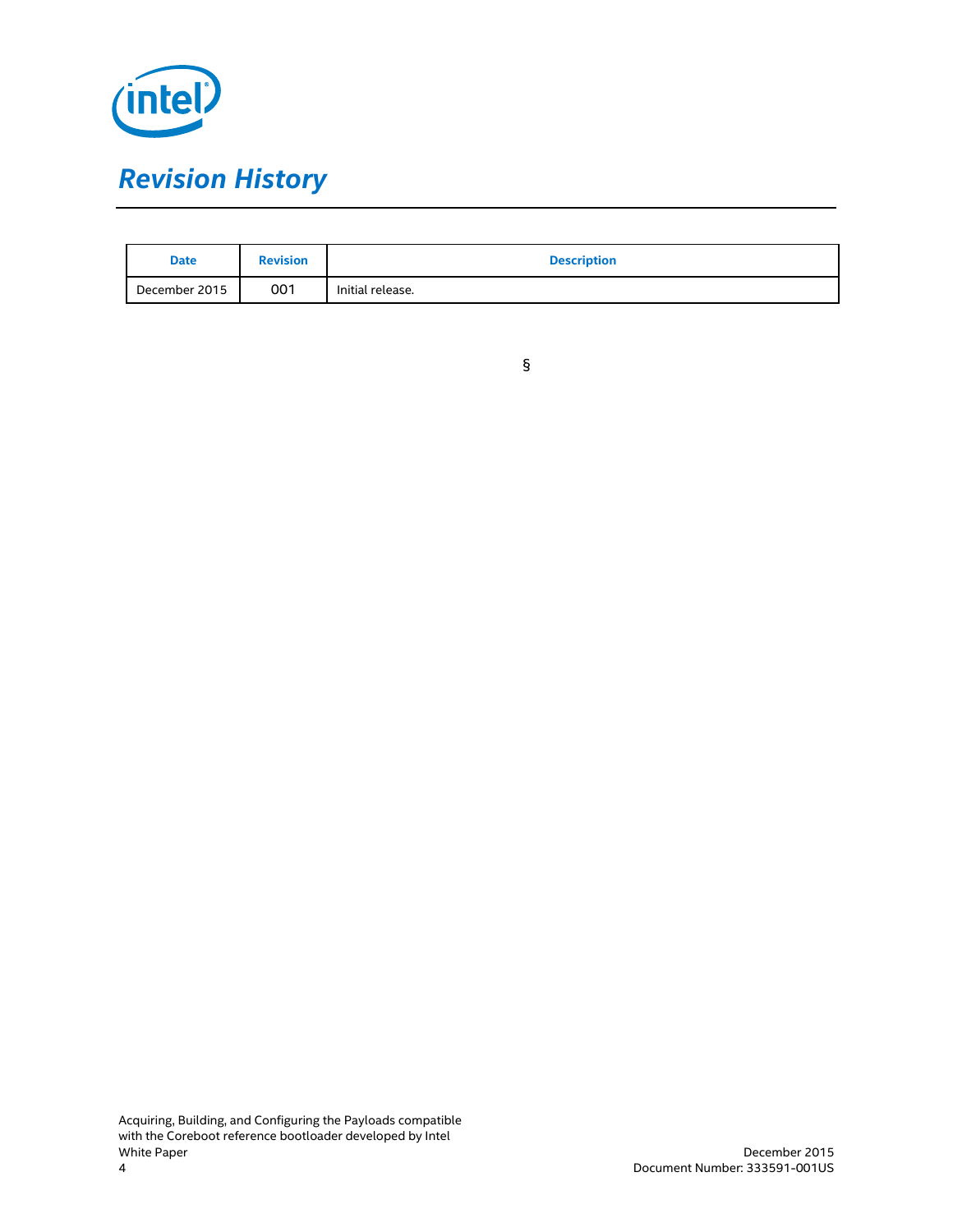# *Revision History*

| Date | Revision | Description |
| --- | --- | --- |
| December 2015 | 001 | Initial release. |

§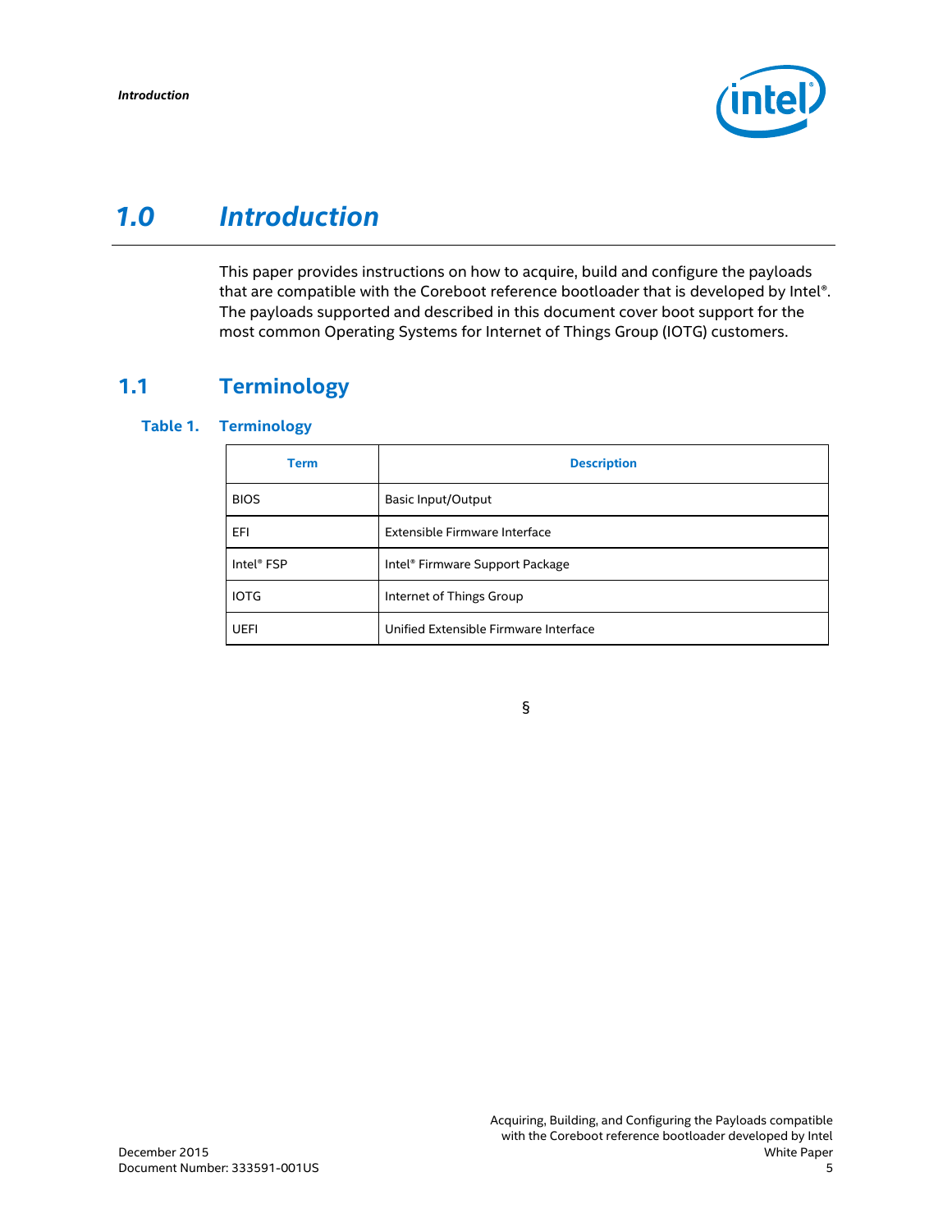# 1.0 Introduction

This paper provides instructions on how to acquire, build and configure the payloads that are compatible with the Coreboot reference bootloader that is developed by Intel®. The payloads supported and described in this document cover boot support for the most common Operating Systems for Internet of Things Group (IOTG) customers.

## 1.1 Terminology

### Table 1. Terminology

| Term | Description |
|---|---|
| BIOS | Basic Input/Output |
| EFI | Extensible Firmware Interface |
| Intel® FSP | Intel® Firmware Support Package |
| IOTG | Internet of Things Group |
| UEFI | Unified Extensible Firmware Interface |

§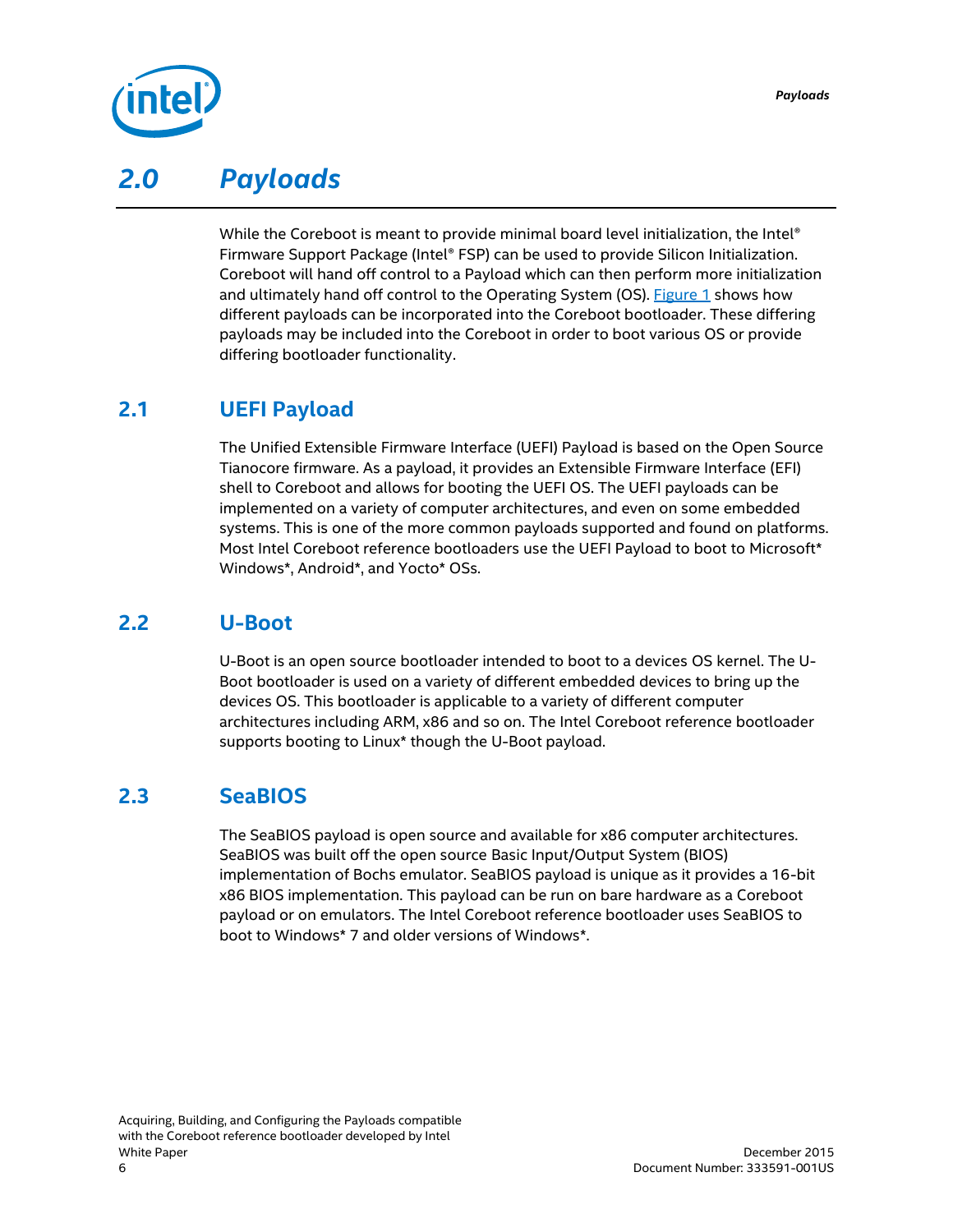# 2.0 Payloads

While the Coreboot is meant to provide minimal board level initialization, the Intel® Firmware Support Package (Intel® FSP) can be used to provide Silicon Initialization. Coreboot will hand off control to a Payload which can then perform more initialization and ultimately hand off control to the Operating System (OS). Figure 1 shows how different payloads can be incorporated into the Coreboot bootloader. These differing payloads may be included into the Coreboot in order to boot various OS or provide differing bootloader functionality.

## 2.1 UEFI Payload

The Unified Extensible Firmware Interface (UEFI) Payload is based on the Open Source Tianocore firmware. As a payload, it provides an Extensible Firmware Interface (EFI) shell to Coreboot and allows for booting the UEFI OS. The UEFI payloads can be implemented on a variety of computer architectures, and even on some embedded systems. This is one of the more common payloads supported and found on platforms. Most Intel Coreboot reference bootloaders use the UEFI Payload to boot to Microsoft* Windows*, Android*, and Yocto* OSs.

## 2.2 U-Boot

U-Boot is an open source bootloader intended to boot to a devices OS kernel. The U-Boot bootloader is used on a variety of different embedded devices to bring up the devices OS. This bootloader is applicable to a variety of different computer architectures including ARM, x86 and so on. The Intel Coreboot reference bootloader supports booting to Linux* though the U-Boot payload.

## 2.3 SeaBIOS

The SeaBIOS payload is open source and available for x86 computer architectures. SeaBIOS was built off the open source Basic Input/Output System (BIOS) implementation of Bochs emulator. SeaBIOS payload is unique as it provides a 16-bit x86 BIOS implementation. This payload can be run on bare hardware as a Coreboot payload or on emulators. The Intel Coreboot reference bootloader uses SeaBIOS to boot to Windows* 7 and older versions of Windows*.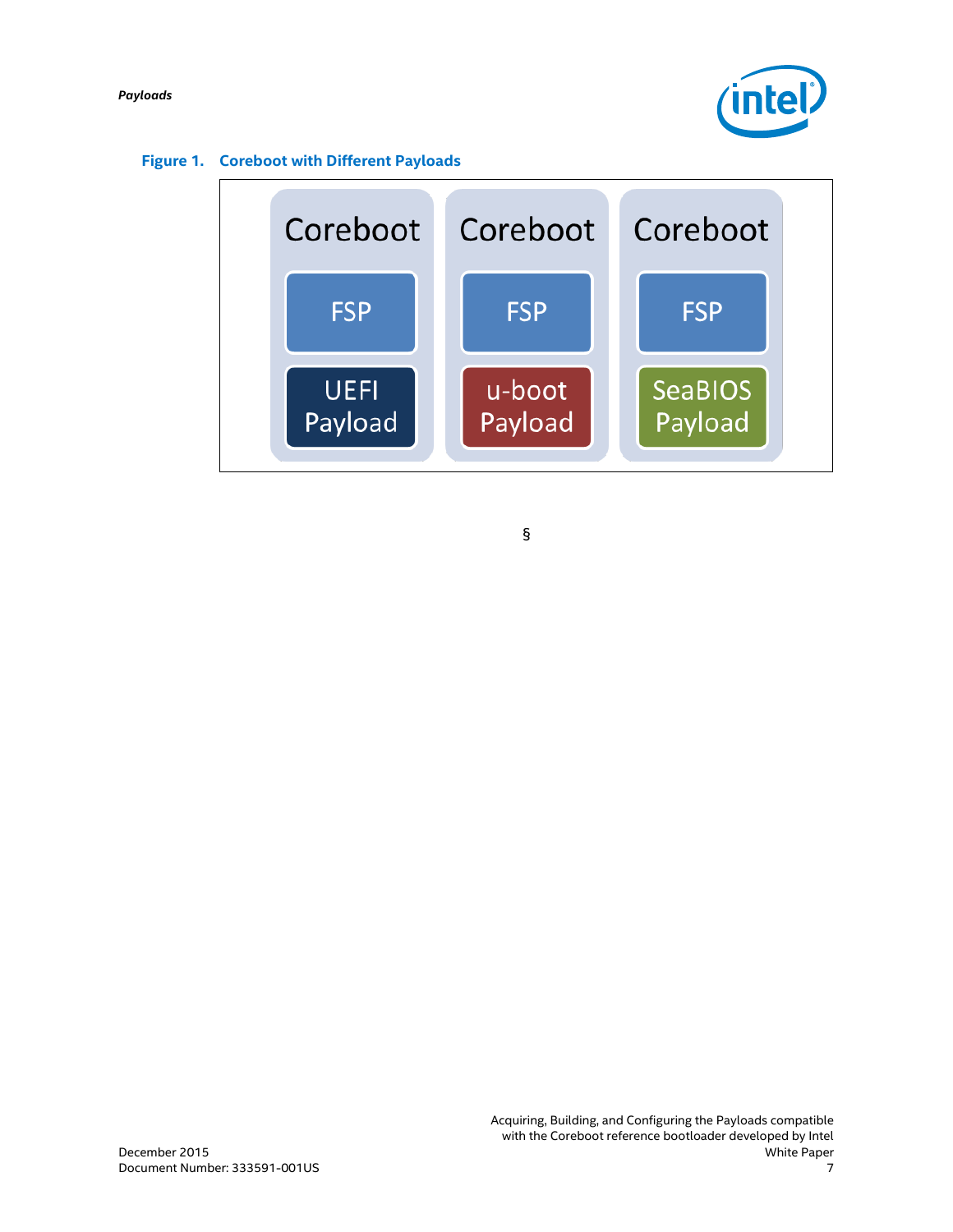**Figure 1. Coreboot with Different Payloads**

| Coreboot | Coreboot | Coreboot |
|---|---|---|
| FSP | FSP | FSP |
| UEFI Payload | u-boot Payload | SeaBIOS Payload |

§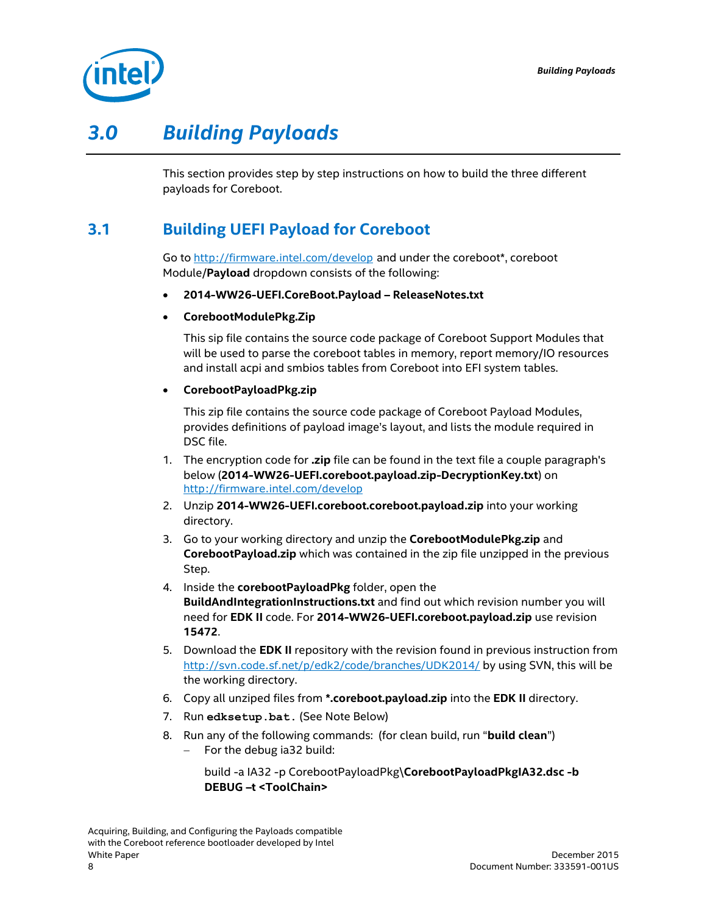# 3.0 Building Payloads

This section provides step by step instructions on how to build the three different payloads for Coreboot.

## 3.1 Building UEFI Payload for Coreboot

Go to [http://firmware.intel.com/develop](http://firmware.intel.com/develop) and under the coreboot*, coreboot Module/**Payload** dropdown consists of the following:

- **2014-WW26-UEFI.CoreBoot.Payload – ReleaseNotes.txt**
- **CorebootModulePkg.Zip**

  This sip file contains the source code package of Coreboot Support Modules that will be used to parse the coreboot tables in memory, report memory/IO resources and install acpi and smbios tables from Coreboot into EFI system tables.

- **CorebootPayloadPkg.zip**

  This zip file contains the source code package of Coreboot Payload Modules, provides definitions of payload image's layout, and lists the module required in DSC file.

1. The encryption code for **.zip** file can be found in the text file a couple paragraph's below (**2014-WW26-UEFI.coreboot.payload.zip-DecryptionKey.txt**) on [http://firmware.intel.com/develop](http://firmware.intel.com/develop)
2. Unzip **2014-WW26-UEFI.coreboot.coreboot.payload.zip** into your working directory.
3. Go to your working directory and unzip the **CorebootModulePkg.zip** and **CorebootPayload.zip** which was contained in the zip file unzipped in the previous Step.
4. Inside the **corebootPayloadPkg** folder, open the **BuildAndIntegrationInstructions.txt** and find out which revision number you will need for **EDK II** code. For **2014-WW26-UEFI.coreboot.payload.zip** use revision **15472**.
5. Download the **EDK II** repository with the revision found in previous instruction from [http://svn.code.sf.net/p/edk2/code/branches/UDK2014/](http://svn.code.sf.net/p/edk2/code/branches/UDK2014/) by using SVN, this will be the working directory.
6. Copy all unziped files from **\*.coreboot.payload.zip** into the **EDK II** directory.
7. Run `edksetup.bat.` (See Note Below)
8. Run any of the following commands: (for clean build, run "**build clean**")
   - For the debug ia32 build:

     build -a IA32 -p CorebootPayloadPkg\**CorebootPayloadPkgIA32.dsc -b DEBUG –t <ToolChain>**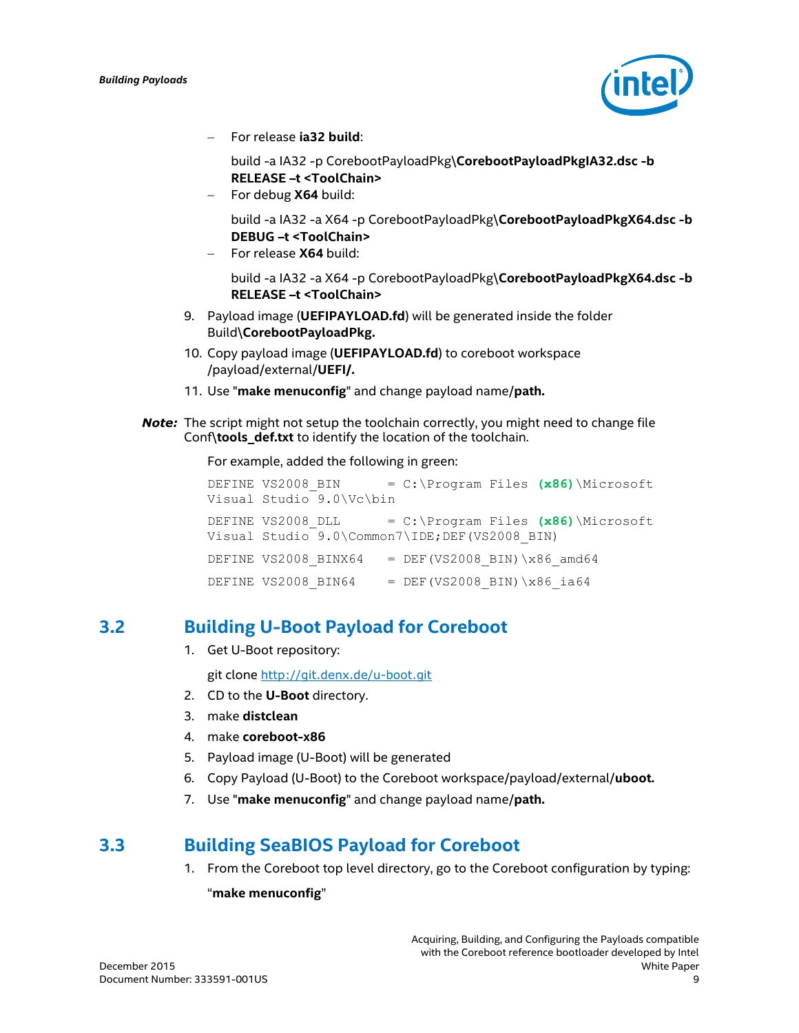- For release **ia32 build**:

  build -a IA32 -p CorebootPayloadPkg**\CorebootPayloadPkgIA32.dsc -b RELEASE –t <ToolChain>**

- For debug **X64** build:

  build -a IA32 -a X64 -p CorebootPayloadPkg**\CorebootPayloadPkgX64.dsc -b DEBUG –t <ToolChain>**

- For release **X64** build:

  build -a IA32 -a X64 -p CorebootPayloadPkg**\CorebootPayloadPkgX64.dsc -b RELEASE –t <ToolChain>**

9. Payload image (**UEFIPAYLOAD.fd**) will be generated inside the folder Build\**CorebootPayloadPkg.**
10. Copy payload image (**UEFIPAYLOAD.fd**) to coreboot workspace /payload/external/**UEFI/.**
11. Use "**make menuconfig**" and change payload name/**path.**

***Note:*** The script might not setup the toolchain correctly, you might need to change file Conf\**tools_def.txt** to identify the location of the toolchain.

For example, added the following in green:

```
DEFINE VS2008_BIN      = C:\Program Files (x86)\Microsoft
Visual Studio 9.0\Vc\bin

DEFINE VS2008_DLL      = C:\Program Files (x86)\Microsoft
Visual Studio 9.0\Common7\IDE;DEF(VS2008_BIN)

DEFINE VS2008_BINX64   = DEF(VS2008_BIN)\x86_amd64

DEFINE VS2008_BIN64    = DEF(VS2008_BIN)\x86_ia64
```

## 3.2 Building U-Boot Payload for Coreboot

1. Get U-Boot repository:

   git clone http://git.denx.de/u-boot.git

2. CD to the **U-Boot** directory.
3. make **distclean**
4. make **coreboot-x86**
5. Payload image (U-Boot) will be generated
6. Copy Payload (U-Boot) to the Coreboot workspace/payload/external/**uboot.**
7. Use "**make menuconfig**" and change payload name/**path.**

## 3.3 Building SeaBIOS Payload for Coreboot

1. From the Coreboot top level directory, go to the Coreboot configuration by typing:

   "**make menuconfig**"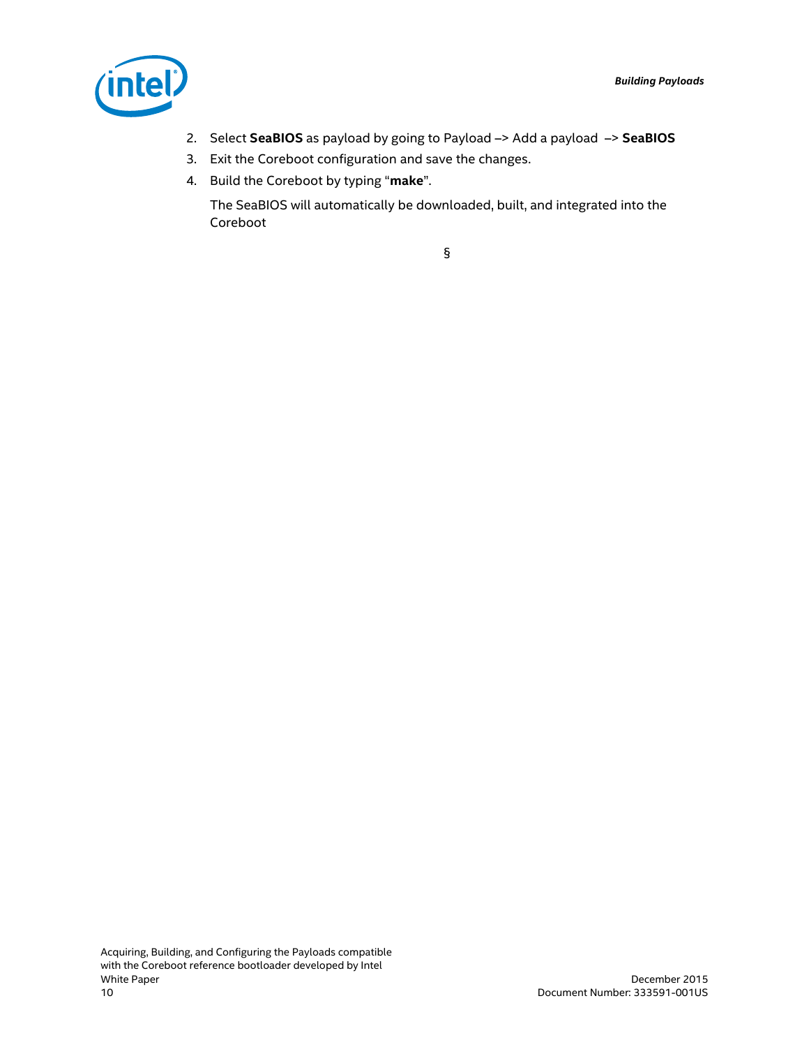2. Select **SeaBIOS** as payload by going to Payload –> Add a payload –> **SeaBIOS**
3. Exit the Coreboot configuration and save the changes.
4. Build the Coreboot by typing "**make**".

   The SeaBIOS will automatically be downloaded, built, and integrated into the Coreboot

§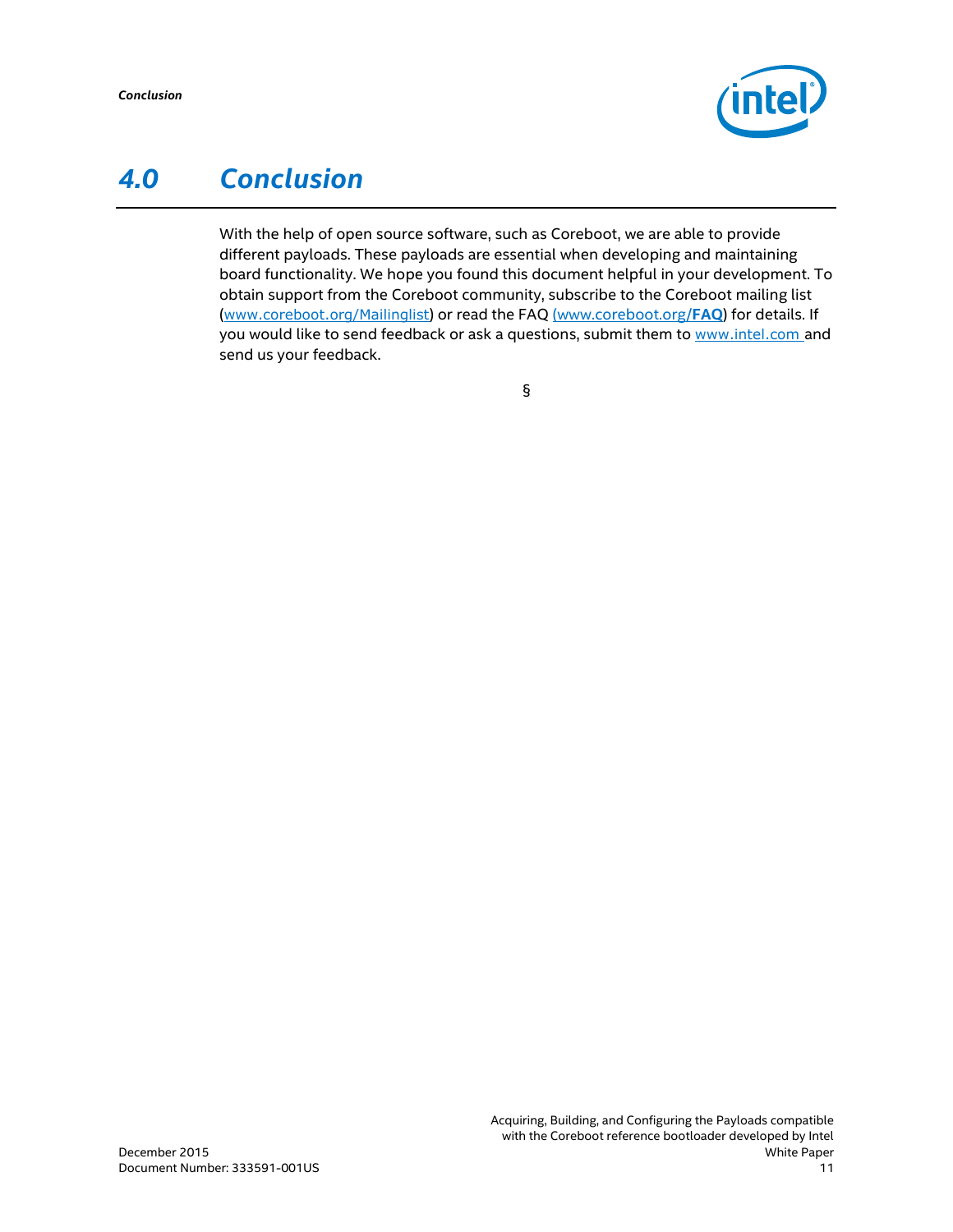# 4.0 Conclusion

With the help of open source software, such as Coreboot, we are able to provide different payloads. These payloads are essential when developing and maintaining board functionality. We hope you found this document helpful in your development. To obtain support from the Coreboot community, subscribe to the Coreboot mailing list (www.coreboot.org/Mailinglist) or read the FAQ (www.coreboot.org/**FAQ**) for details. If you would like to send feedback or ask a questions, submit them to www.intel.com and send us your feedback.

§